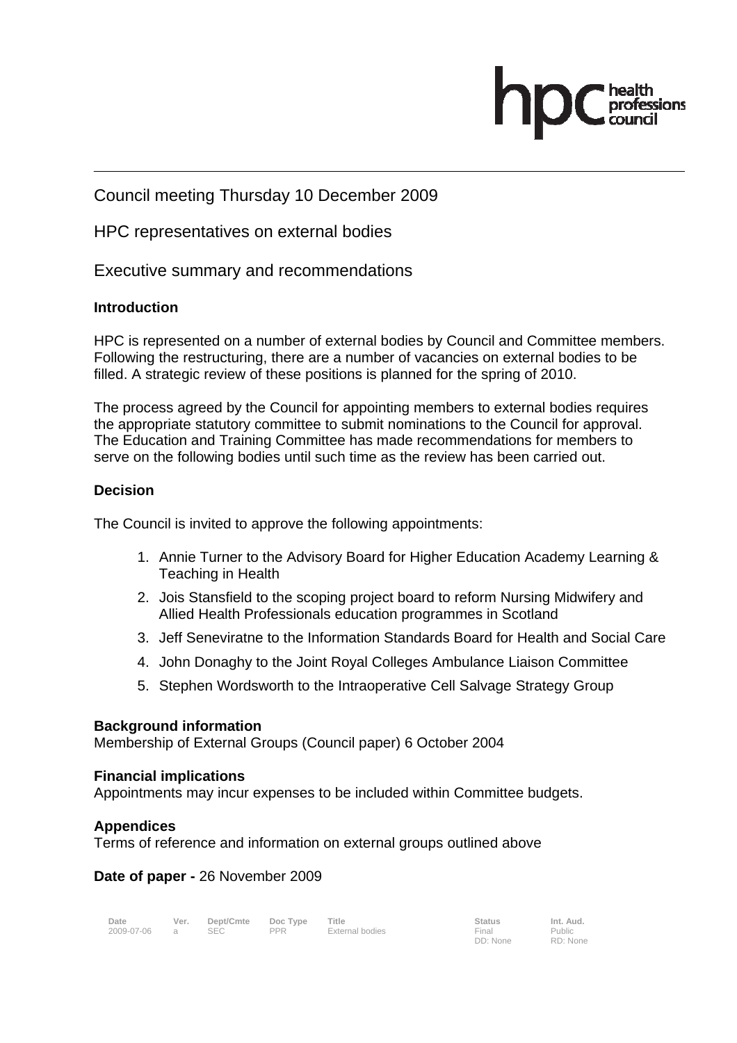# Council meeting Thursday 10 December 2009

## HPC representatives on external bodies

## Executive summary and recommendations

### Introduction

HPC is represented on a number of external bodies by Council and Committee members. Following the restructuring, there are a number of vacancies on external bodies to be filled. A strategic review of these positions is planned for the spring of 2010.

The process agreed by the Council for appointing members to external bodies requires the appropriate statutory committee to submit nominations to the Council for approval. The Education and Training Committee has made recommendations for members to serve on the following bodies until such time as the review has been carried out.

### Decision

The Council is invited to approve the following appointments:

1. Annie Turner to the Advisory Board for Higher Education Academy Learning & Teaching in Health
2. Jois Stansfield to the scoping project board to reform Nursing Midwifery and Allied Health Professionals education programmes in Scotland
3. Jeff Seneviratne to the Information Standards Board for Health and Social Care
4. John Donaghy to the Joint Royal Colleges Ambulance Liaison Committee
5. Stephen Wordsworth to the Intraoperative Cell Salvage Strategy Group

### Background information

Membership of External Groups (Council paper) 6 October 2004

### Financial implications

Appointments may incur expenses to be included within Committee budgets.

### Appendices

Terms of reference and information on external groups outlined above

**Date of paper -** 26 November 2009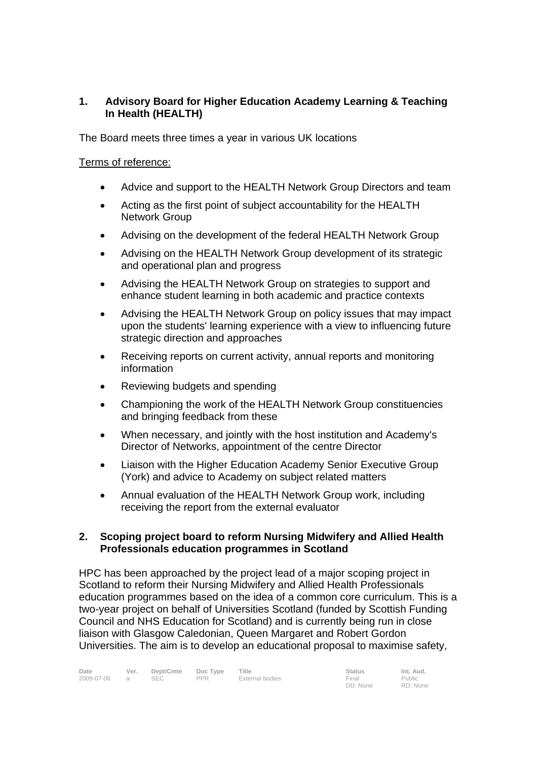## 1. Advisory Board for Higher Education Academy Learning & Teaching In Health (HEALTH)

The Board meets three times a year in various UK locations

Terms of reference:

- Advice and support to the HEALTH Network Group Directors and team
- Acting as the first point of subject accountability for the HEALTH Network Group
- Advising on the development of the federal HEALTH Network Group
- Advising on the HEALTH Network Group development of its strategic and operational plan and progress
- Advising the HEALTH Network Group on strategies to support and enhance student learning in both academic and practice contexts
- Advising the HEALTH Network Group on policy issues that may impact upon the students' learning experience with a view to influencing future strategic direction and approaches
- Receiving reports on current activity, annual reports and monitoring information
- Reviewing budgets and spending
- Championing the work of the HEALTH Network Group constituencies and bringing feedback from these
- When necessary, and jointly with the host institution and Academy's Director of Networks, appointment of the centre Director
- Liaison with the Higher Education Academy Senior Executive Group (York) and advice to Academy on subject related matters
- Annual evaluation of the HEALTH Network Group work, including receiving the report from the external evaluator

## 2. Scoping project board to reform Nursing Midwifery and Allied Health Professionals education programmes in Scotland

HPC has been approached by the project lead of a major scoping project in Scotland to reform their Nursing Midwifery and Allied Health Professionals education programmes based on the idea of a common core curriculum. This is a two-year project on behalf of Universities Scotland (funded by Scottish Funding Council and NHS Education for Scotland) and is currently being run in close liaison with Glasgow Caledonian, Queen Margaret and Robert Gordon Universities. The aim is to develop an educational proposal to maximise safety,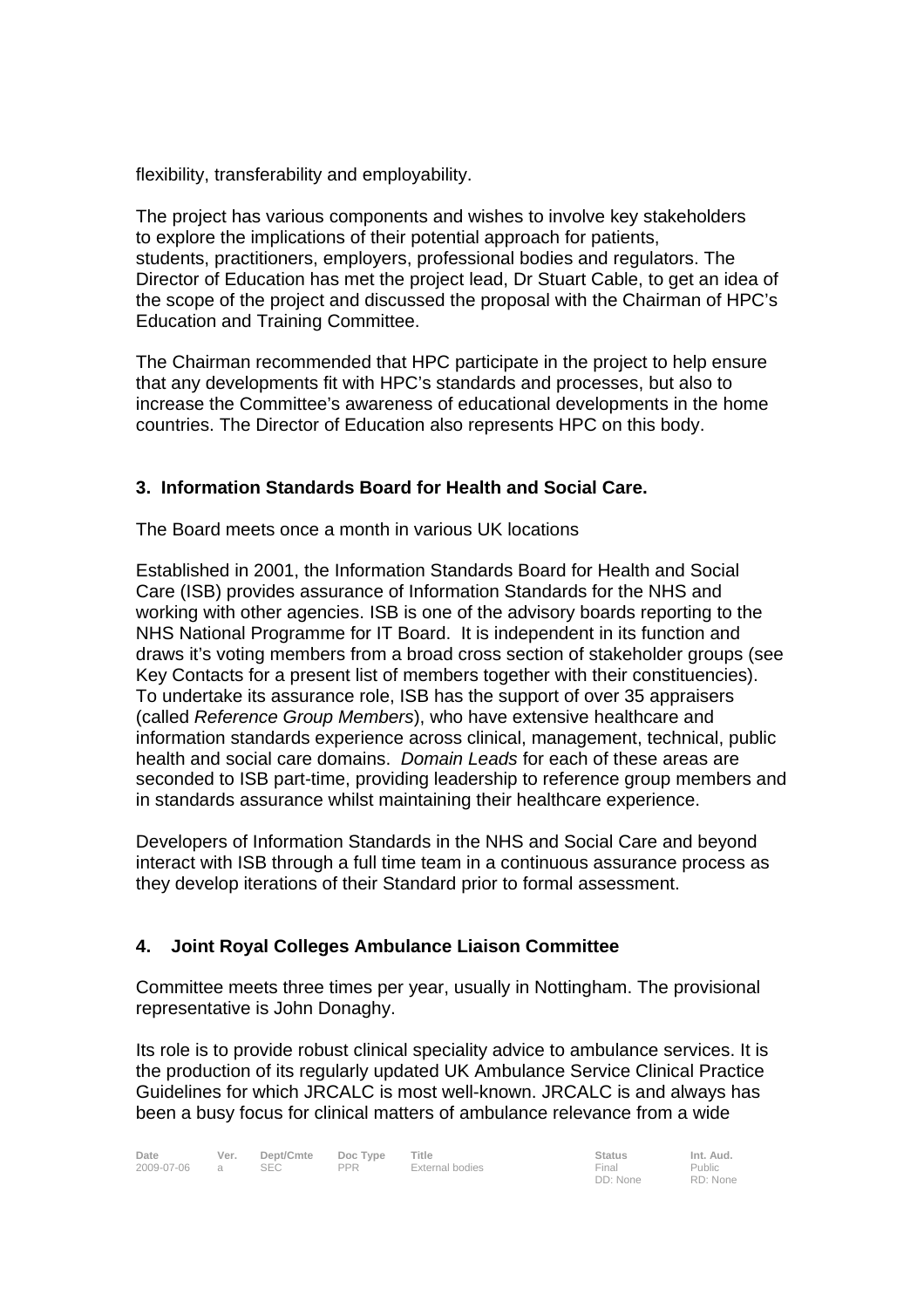flexibility, transferability and employability.

The project has various components and wishes to involve key stakeholders to explore the implications of their potential approach for patients, students, practitioners, employers, professional bodies and regulators. The Director of Education has met the project lead, Dr Stuart Cable, to get an idea of the scope of the project and discussed the proposal with the Chairman of HPC's Education and Training Committee.

The Chairman recommended that HPC participate in the project to help ensure that any developments fit with HPC's standards and processes, but also to increase the Committee's awareness of educational developments in the home countries. The Director of Education also represents HPC on this body.

### 3. Information Standards Board for Health and Social Care.

The Board meets once a month in various UK locations

Established in 2001, the Information Standards Board for Health and Social Care (ISB) provides assurance of Information Standards for the NHS and working with other agencies. ISB is one of the advisory boards reporting to the NHS National Programme for IT Board. It is independent in its function and draws it's voting members from a broad cross section of stakeholder groups (see Key Contacts for a present list of members together with their constituencies). To undertake its assurance role, ISB has the support of over 35 appraisers (called *Reference Group Members*), who have extensive healthcare and information standards experience across clinical, management, technical, public health and social care domains. *Domain Leads* for each of these areas are seconded to ISB part-time, providing leadership to reference group members and in standards assurance whilst maintaining their healthcare experience.

Developers of Information Standards in the NHS and Social Care and beyond interact with ISB through a full time team in a continuous assurance process as they develop iterations of their Standard prior to formal assessment.

### 4. Joint Royal Colleges Ambulance Liaison Committee

Committee meets three times per year, usually in Nottingham. The provisional representative is John Donaghy.

Its role is to provide robust clinical speciality advice to ambulance services. It is the production of its regularly updated UK Ambulance Service Clinical Practice Guidelines for which JRCALC is most well-known. JRCALC is and always has been a busy focus for clinical matters of ambulance relevance from a wide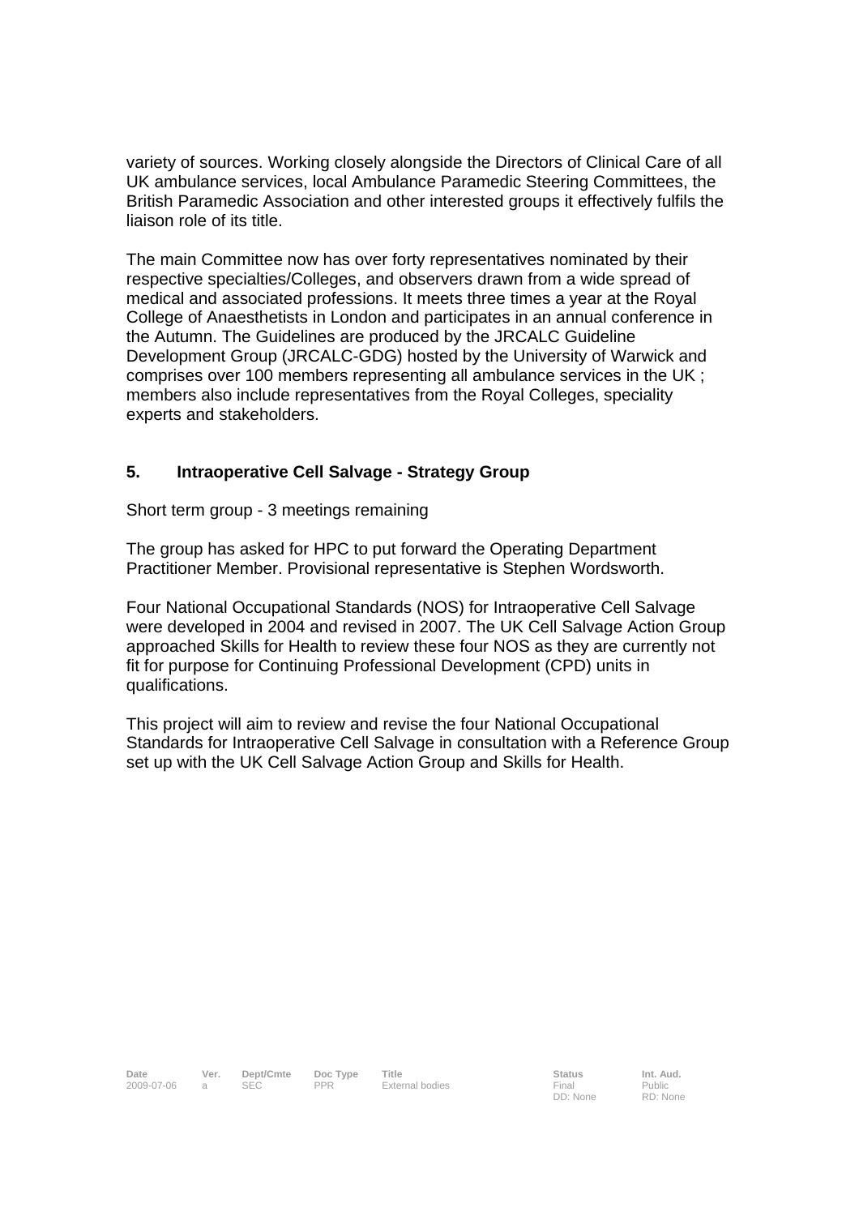variety of sources. Working closely alongside the Directors of Clinical Care of all UK ambulance services, local Ambulance Paramedic Steering Committees, the British Paramedic Association and other interested groups it effectively fulfils the liaison role of its title.

The main Committee now has over forty representatives nominated by their respective specialties/Colleges, and observers drawn from a wide spread of medical and associated professions. It meets three times a year at the Royal College of Anaesthetists in London and participates in an annual conference in the Autumn. The Guidelines are produced by the JRCALC Guideline Development Group (JRCALC-GDG) hosted by the University of Warwick and comprises over 100 members representing all ambulance services in the UK ; members also include representatives from the Royal Colleges, speciality experts and stakeholders.

### 5. Intraoperative Cell Salvage - Strategy Group

Short term group - 3 meetings remaining

The group has asked for HPC to put forward the Operating Department Practitioner Member. Provisional representative is Stephen Wordsworth.

Four National Occupational Standards (NOS) for Intraoperative Cell Salvage were developed in 2004 and revised in 2007. The UK Cell Salvage Action Group approached Skills for Health to review these four NOS as they are currently not fit for purpose for Continuing Professional Development (CPD) units in qualifications.

This project will aim to review and revise the four National Occupational Standards for Intraoperative Cell Salvage in consultation with a Reference Group set up with the UK Cell Salvage Action Group and Skills for Health.